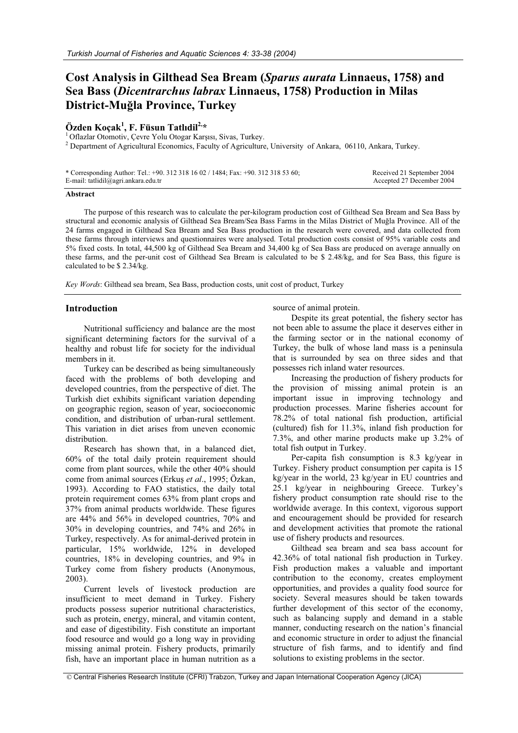# Cost Analysis in Gilthead Sea Bream (*Sparus aurata* Linnaeus, 1758) and Sea Bass (*Dicentrarchus labrax* Linnaeus, 1758) Production in Milas District-Muğla Province, Turkey

**Özden Koçak**[1], **F. Füsun Tatlıdil**[2,*]

[1] Oflazlar Otomotiv, Çevre Yolu Otogar Karşısı, Sivas, Turkey.
[2] Department of Agricultural Economics, Faculty of Agriculture, University of Ankara, 06110, Ankara, Turkey.

\* Corresponding Author: Tel.: +90. 312 318 16 02 / 1484; Fax: +90. 312 318 53 60;
E-mail: tatlidil@agri.ankara.edu.tr

Received 21 September 2004
Accepted 27 December 2004

### Abstract

The purpose of this research was to calculate the per-kilogram production cost of Gilthead Sea Bream and Sea Bass by structural and economic analysis of Gilthead Sea Bream/Sea Bass Farms in the Milas District of Muğla Province. All of the 24 farms engaged in Gilthead Sea Bream and Sea Bass production in the research were covered, and data collected from these farms through interviews and questionnaires were analysed. Total production costs consist of 95% variable costs and 5% fixed costs. In total, 44,500 kg of Gilthead Sea Bream and 34,400 kg of Sea Bass are produced on average annually on these farms, and the per-unit cost of Gilthead Sea Bream is calculated to be $ 2.48/kg, and for Sea Bass, this figure is calculated to be $ 2.34/kg.

*Key Words*: Gilthead sea bream, Sea Bass, production costs, unit cost of product, Turkey

## Introduction

Nutritional sufficiency and balance are the most significant determining factors for the survival of a healthy and robust life for society for the individual members in it.

Turkey can be described as being simultaneously faced with the problems of both developing and developed countries, from the perspective of diet. The Turkish diet exhibits significant variation depending on geographic region, season of year, socioeconomic condition, and distribution of urban-rural settlement. This variation in diet arises from uneven economic distribution.

Research has shown that, in a balanced diet, 60% of the total daily protein requirement should come from plant sources, while the other 40% should come from animal sources (Erkuş *et al*., 1995; Özkan, 1993). According to FAO statistics, the daily total protein requirement comes 63% from plant crops and 37% from animal products worldwide. These figures are 44% and 56% in developed countries, 70% and 30% in developing countries, and 74% and 26% in Turkey, respectively. As for animal-derived protein in particular, 15% worldwide, 12% in developed countries, 18% in developing countries, and 9% in Turkey come from fishery products (Anonymous, 2003).

Current levels of livestock production are insufficient to meet demand in Turkey. Fishery products possess superior nutritional characteristics, such as protein, energy, mineral, and vitamin content, and ease of digestibility. Fish constitute an important food resource and would go a long way in providing missing animal protein. Fishery products, primarily fish, have an important place in human nutrition as a source of animal protein.

Despite its great potential, the fishery sector has not been able to assume the place it deserves either in the farming sector or in the national economy of Turkey, the bulk of whose land mass is a peninsula that is surrounded by sea on three sides and that possesses rich inland water resources.

Increasing the production of fishery products for the provision of missing animal protein is an important issue in improving technology and production processes. Marine fisheries account for 78.2% of total national fish production, artificial (cultured) fish for 11.3%, inland fish production for 7.3%, and other marine products make up 3.2% of total fish output in Turkey.

Per-capita fish consumption is 8.3 kg/year in Turkey. Fishery product consumption per capita is 15 kg/year in the world, 23 kg/year in EU countries and 25.1 kg/year in neighbouring Greece. Turkey's fishery product consumption rate should rise to the worldwide average. In this context, vigorous support and encouragement should be provided for research and development activities that promote the rational use of fishery products and resources.

Gilthead sea bream and sea bass account for 42.36% of total national fish production in Turkey. Fish production makes a valuable and important contribution to the economy, creates employment opportunities, and provides a quality food source for society. Several measures should be taken towards further development of this sector of the economy, such as balancing supply and demand in a stable manner, conducting research on the nation's financial and economic structure in order to adjust the financial structure of fish farms, and to identify and find solutions to existing problems in the sector.

© Central Fisheries Research Institute (CFRI) Trabzon, Turkey and Japan International Cooperation Agency (JICA)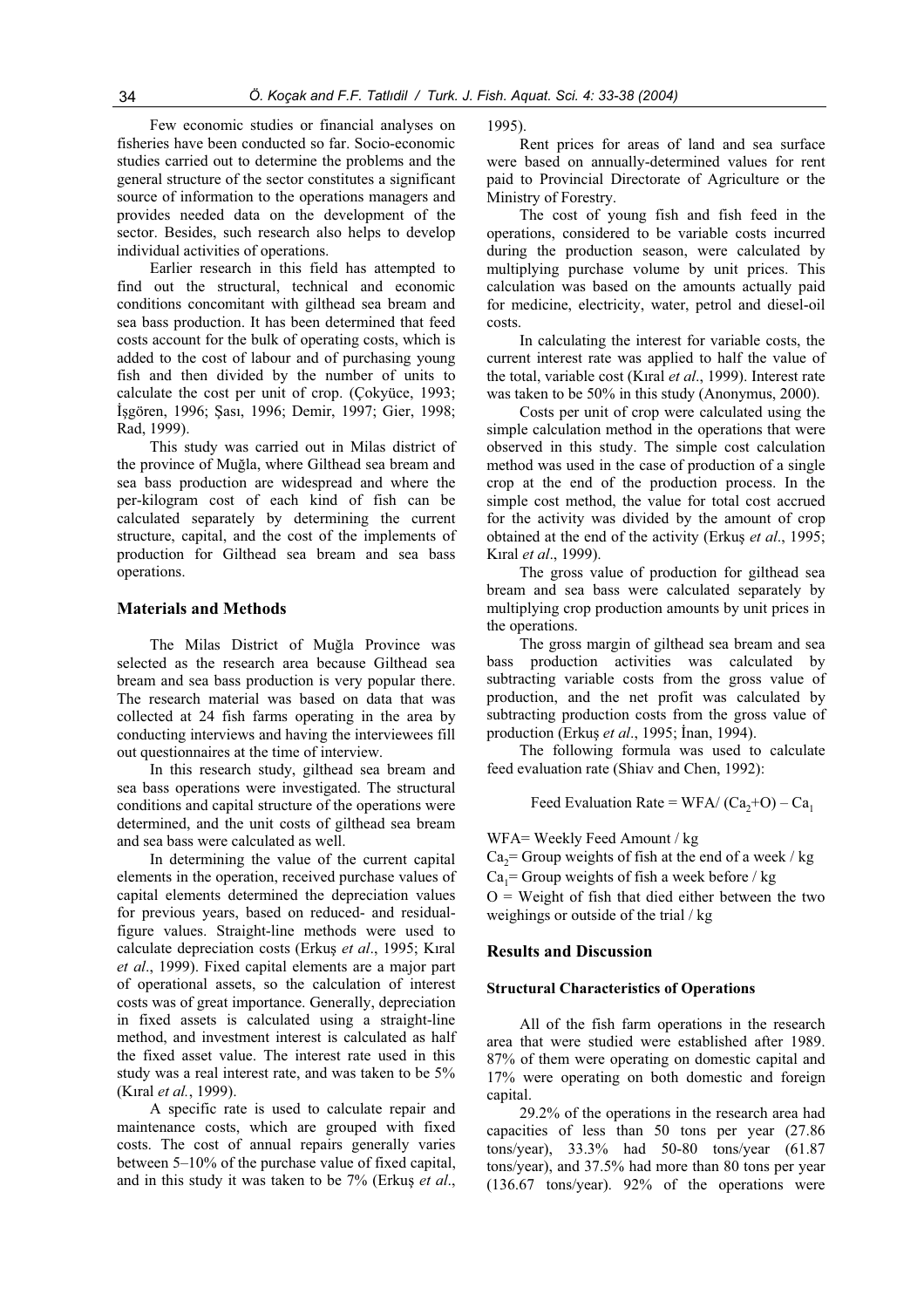Few economic studies or financial analyses on fisheries have been conducted so far. Socio-economic studies carried out to determine the problems and the general structure of the sector constitutes a significant source of information to the operations managers and provides needed data on the development of the sector. Besides, such research also helps to develop individual activities of operations.

Earlier research in this field has attempted to find out the structural, technical and economic conditions concomitant with gilthead sea bream and sea bass production. It has been determined that feed costs account for the bulk of operating costs, which is added to the cost of labour and of purchasing young fish and then divided by the number of units to calculate the cost per unit of crop. (Çokyüce, 1993; İşgören, 1996; Şası, 1996; Demir, 1997; Gier, 1998; Rad, 1999).

This study was carried out in Milas district of the province of Muğla, where Gilthead sea bream and sea bass production are widespread and where the per-kilogram cost of each kind of fish can be calculated separately by determining the current structure, capital, and the cost of the implements of production for Gilthead sea bream and sea bass operations.

## Materials and Methods

The Milas District of Muğla Province was selected as the research area because Gilthead sea bream and sea bass production is very popular there. The research material was based on data that was collected at 24 fish farms operating in the area by conducting interviews and having the interviewees fill out questionnaires at the time of interview.

In this research study, gilthead sea bream and sea bass operations were investigated. The structural conditions and capital structure of the operations were determined, and the unit costs of gilthead sea bream and sea bass were calculated as well.

In determining the value of the current capital elements in the operation, received purchase values of capital elements determined the depreciation values for previous years, based on reduced- and residual-figure values. Straight-line methods were used to calculate depreciation costs (Erkuş *et al*., 1995; Kıral *et al*., 1999). Fixed capital elements are a major part of operational assets, so the calculation of interest costs was of great importance. Generally, depreciation in fixed assets is calculated using a straight-line method, and investment interest is calculated as half the fixed asset value. The interest rate used in this study was a real interest rate, and was taken to be 5% (Kıral *et al.*, 1999).

A specific rate is used to calculate repair and maintenance costs, which are grouped with fixed costs. The cost of annual repairs generally varies between 5–10% of the purchase value of fixed capital, and in this study it was taken to be 7% (Erkuş *et al*., 1995).

Rent prices for areas of land and sea surface were based on annually-determined values for rent paid to Provincial Directorate of Agriculture or the Ministry of Forestry.

The cost of young fish and fish feed in the operations, considered to be variable costs incurred during the production season, were calculated by multiplying purchase volume by unit prices. This calculation was based on the amounts actually paid for medicine, electricity, water, petrol and diesel-oil costs.

In calculating the interest for variable costs, the current interest rate was applied to half the value of the total, variable cost (Kıral *et al*., 1999). Interest rate was taken to be 50% in this study (Anonymus, 2000).

Costs per unit of crop were calculated using the simple calculation method in the operations that were observed in this study. The simple cost calculation method was used in the case of production of a single crop at the end of the production process. In the simple cost method, the value for total cost accrued for the activity was divided by the amount of crop obtained at the end of the activity (Erkuş *et al*., 1995; Kıral *et al*., 1999).

The gross value of production for gilthead sea bream and sea bass were calculated separately by multiplying crop production amounts by unit prices in the operations.

The gross margin of gilthead sea bream and sea bass production activities was calculated by subtracting variable costs from the gross value of production, and the net profit was calculated by subtracting production costs from the gross value of production (Erkuş *et al*., 1995; İnan, 1994).

The following formula was used to calculate feed evaluation rate (Shiav and Chen, 1992):

$$\text{Feed Evaluation Rate} = \text{WFA}/\,(Ca_2+O) - Ca_1$$

WFA= Weekly Feed Amount / kg

$Ca_2$= Group weights of fish at the end of a week / kg

$Ca_1$= Group weights of fish a week before / kg

O = Weight of fish that died either between the two weighings or outside of the trial / kg

## Results and Discussion

### Structural Characteristics of Operations

All of the fish farm operations in the research area that were studied were established after 1989. 87% of them were operating on domestic capital and 17% were operating on both domestic and foreign capital.

29.2% of the operations in the research area had capacities of less than 50 tons per year (27.86 tons/year), 33.3% had 50-80 tons/year (61.87 tons/year), and 37.5% had more than 80 tons per year (136.67 tons/year). 92% of the operations were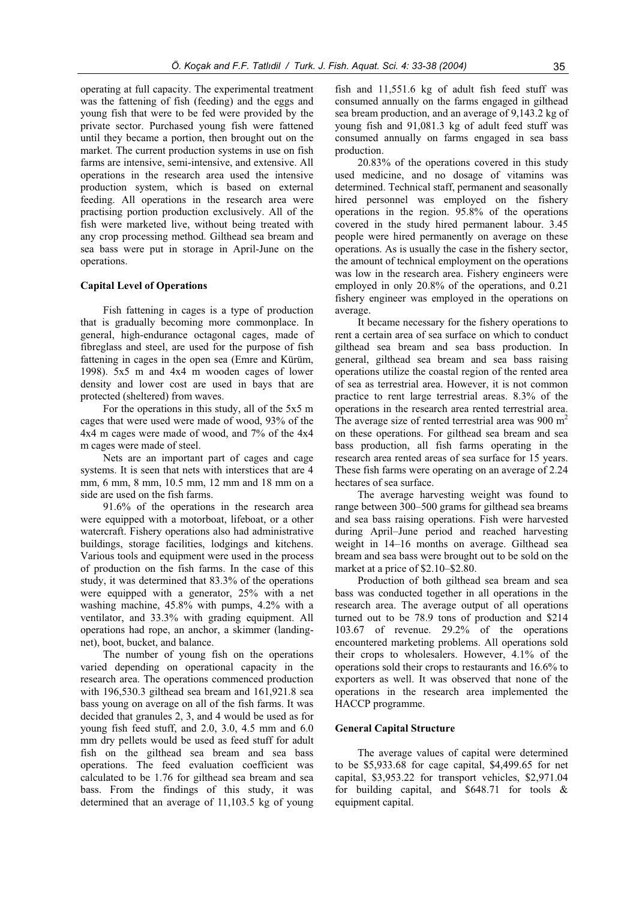operating at full capacity. The experimental treatment was the fattening of fish (feeding) and the eggs and young fish that were to be fed were provided by the private sector. Purchased young fish were fattened until they became a portion, then brought out on the market. The current production systems in use on fish farms are intensive, semi-intensive, and extensive. All operations in the research area used the intensive production system, which is based on external feeding. All operations in the research area were practising portion production exclusively. All of the fish were marketed live, without being treated with any crop processing method. Gilthead sea bream and sea bass were put in storage in April-June on the operations.

### Capital Level of Operations

Fish fattening in cages is a type of production that is gradually becoming more commonplace. In general, high-endurance octagonal cages, made of fibreglass and steel, are used for the purpose of fish fattening in cages in the open sea (Emre and Kürüm, 1998). 5x5 m and 4x4 m wooden cages of lower density and lower cost are used in bays that are protected (sheltered) from waves.

For the operations in this study, all of the 5x5 m cages that were used were made of wood, 93% of the 4x4 m cages were made of wood, and 7% of the 4x4 m cages were made of steel.

Nets are an important part of cages and cage systems. It is seen that nets with interstices that are 4 mm, 6 mm, 8 mm, 10.5 mm, 12 mm and 18 mm on a side are used on the fish farms.

91.6% of the operations in the research area were equipped with a motorboat, lifeboat, or a other watercraft. Fishery operations also had administrative buildings, storage facilities, lodgings and kitchens. Various tools and equipment were used in the process of production on the fish farms. In the case of this study, it was determined that 83.3% of the operations were equipped with a generator, 25% with a net washing machine, 45.8% with pumps, 4.2% with a ventilator, and 33.3% with grading equipment. All operations had rope, an anchor, a skimmer (landing-net), boot, bucket, and balance.

The number of young fish on the operations varied depending on operational capacity in the research area. The operations commenced production with 196,530.3 gilthead sea bream and 161,921.8 sea bass young on average on all of the fish farms. It was decided that granules 2, 3, and 4 would be used as for young fish feed stuff, and 2.0, 3.0, 4.5 mm and 6.0 mm dry pellets would be used as feed stuff for adult fish on the gilthead sea bream and sea bass operations. The feed evaluation coefficient was calculated to be 1.76 for gilthead sea bream and sea bass. From the findings of this study, it was determined that an average of 11,103.5 kg of young fish and 11,551.6 kg of adult fish feed stuff was consumed annually on the farms engaged in gilthead sea bream production, and an average of 9,143.2 kg of young fish and 91,081.3 kg of adult feed stuff was consumed annually on farms engaged in sea bass production.

20.83% of the operations covered in this study used medicine, and no dosage of vitamins was determined. Technical staff, permanent and seasonally hired personnel was employed on the fishery operations in the region. 95.8% of the operations covered in the study hired permanent labour. 3.45 people were hired permanently on average on these operations. As is usually the case in the fishery sector, the amount of technical employment on the operations was low in the research area. Fishery engineers were employed in only 20.8% of the operations, and 0.21 fishery engineer was employed in the operations on average.

It became necessary for the fishery operations to rent a certain area of sea surface on which to conduct gilthead sea bream and sea bass production. In general, gilthead sea bream and sea bass raising operations utilize the coastal region of the rented area of sea as terrestrial area. However, it is not common practice to rent large terrestrial areas. 8.3% of the operations in the research area rented terrestrial area. The average size of rented terrestrial area was 900 $m^2$ on these operations. For gilthead sea bream and sea bass production, all fish farms operating in the research area rented areas of sea surface for 15 years. These fish farms were operating on an average of 2.24 hectares of sea surface.

The average harvesting weight was found to range between 300–500 grams for gilthead sea breams and sea bass raising operations. Fish were harvested during April–June period and reached harvesting weight in 14–16 months on average. Gilthead sea bream and sea bass were brought out to be sold on the market at a price of $2.10–$2.80.

Production of both gilthead sea bream and sea bass was conducted together in all operations in the research area. The average output of all operations turned out to be 78.9 tons of production and $214 103.67 of revenue. 29.2% of the operations encountered marketing problems. All operations sold their crops to wholesalers. However, 4.1% of the operations sold their crops to restaurants and 16.6% to exporters as well. It was observed that none of the operations in the research area implemented the HACCP programme.

### General Capital Structure

The average values of capital were determined to be $5,933.68 for cage capital, $4,499.65 for net capital, $3,953.22 for transport vehicles, $2,971.04 for building capital, and $648.71 for tools & equipment capital.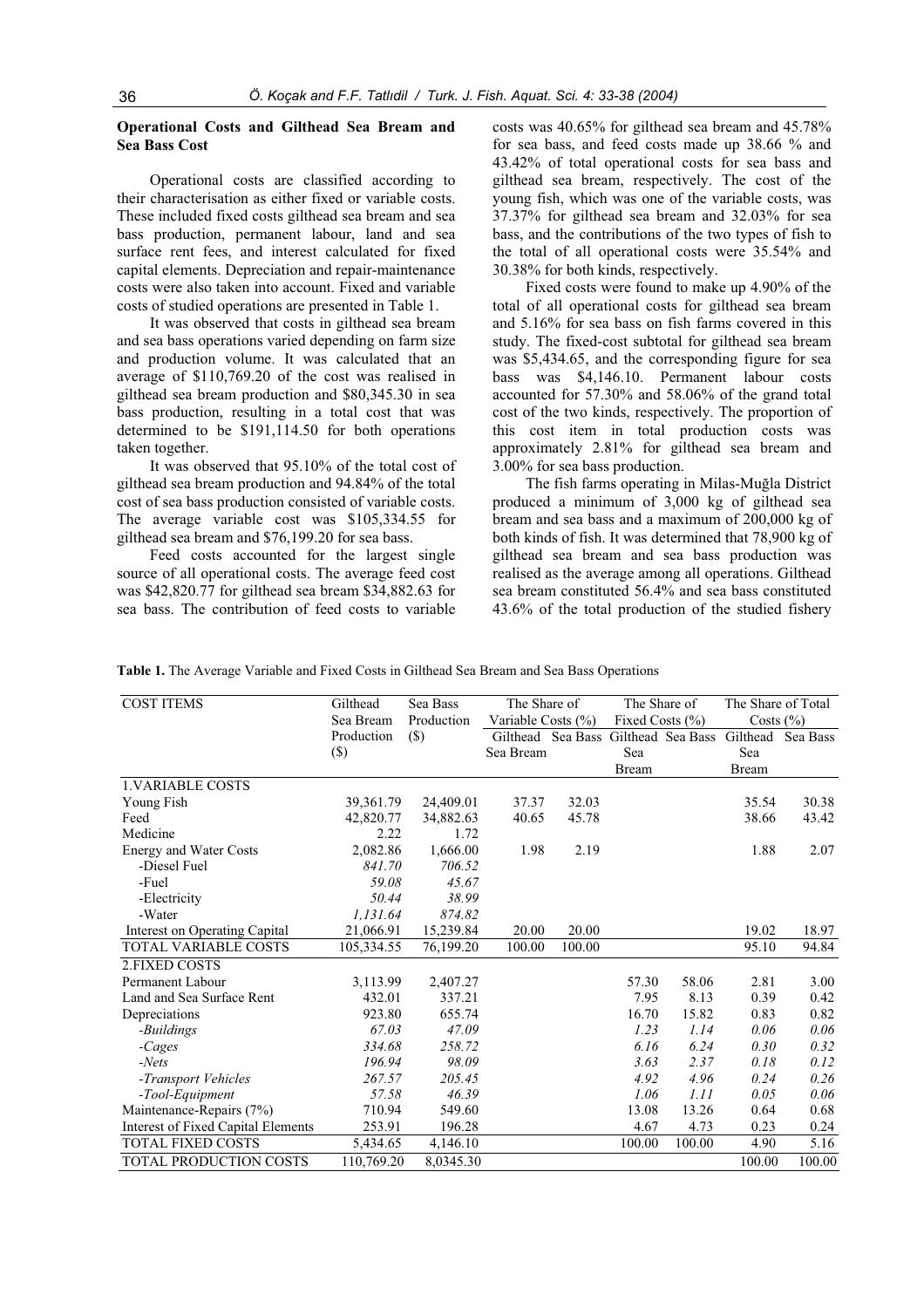### Operational Costs and Gilthead Sea Bream and Sea Bass Cost

Operational costs are classified according to their characterisation as either fixed or variable costs. These included fixed costs gilthead sea bream and sea bass production, permanent labour, land and sea surface rent fees, and interest calculated for fixed capital elements. Depreciation and repair-maintenance costs were also taken into account. Fixed and variable costs of studied operations are presented in Table 1.

It was observed that costs in gilthead sea bream and sea bass operations varied depending on farm size and production volume. It was calculated that an average of $110,769.20 of the cost was realised in gilthead sea bream production and $80,345.30 in sea bass production, resulting in a total cost that was determined to be $191,114.50 for both operations taken together.

It was observed that 95.10% of the total cost of gilthead sea bream production and 94.84% of the total cost of sea bass production consisted of variable costs. The average variable cost was $105,334.55 for gilthead sea bream and $76,199.20 for sea bass.

Feed costs accounted for the largest single source of all operational costs. The average feed cost was $42,820.77 for gilthead sea bream $34,882.63 for sea bass. The contribution of feed costs to variable costs was 40.65% for gilthead sea bream and 45.78% for sea bass, and feed costs made up 38.66 % and 43.42% of total operational costs for sea bass and gilthead sea bream, respectively. The cost of the young fish, which was one of the variable costs, was 37.37% for gilthead sea bream and 32.03% for sea bass, and the contributions of the two types of fish to the total of all operational costs were 35.54% and 30.38% for both kinds, respectively.

Fixed costs were found to make up 4.90% of the total of all operational costs for gilthead sea bream and 5.16% for sea bass on fish farms covered in this study. The fixed-cost subtotal for gilthead sea bream was $5,434.65, and the corresponding figure for sea bass was $4,146.10. Permanent labour costs accounted for 57.30% and 58.06% of the grand total cost of the two kinds, respectively. The proportion of this cost item in total production costs was approximately 2.81% for gilthead sea bream and 3.00% for sea bass production.

The fish farms operating in Milas-Muğla District produced a minimum of 3,000 kg of gilthead sea bream and sea bass and a maximum of 200,000 kg of both kinds of fish. It was determined that 78,900 kg of gilthead sea bream and sea bass production was realised as the average among all operations. Gilthead sea bream constituted 56.4% and sea bass constituted 43.6% of the total production of the studied fishery

**Table 1.** The Average Variable and Fixed Costs in Gilthead Sea Bream and Sea Bass Operations

| COST ITEMS | Gilthead Sea Bream Production ($) | Sea Bass Production ($) | The Share of Variable Costs (%) | | The Share of Fixed Costs (%) | | The Share of Total Costs (%) | |
|---|---|---|---|---|---|---|---|---|
| | | | Gilthead Sea Bream | Sea Bass | Gilthead Sea Bream | Sea Bass | Gilthead Sea Bream | Sea Bass |
| 1.VARIABLE COSTS | | | | | | | | |
| Young Fish | 39,361.79 | 24,409.01 | 37.37 | 32.03 | | | 35.54 | 30.38 |
| Feed | 42,820.77 | 34,882.63 | 40.65 | 45.78 | | | 38.66 | 43.42 |
| Medicine | 2.22 | 1.72 | | | | | | |
| Energy and Water Costs | 2,082.86 | 1,666.00 | 1.98 | 2.19 | | | 1.88 | 2.07 |
| -Diesel Fuel | *841.70* | *706.52* | | | | | | |
| -Fuel | *59.08* | *45.67* | | | | | | |
| -Electricity | *50.44* | *38.99* | | | | | | |
| -Water | *1,131.64* | *874.82* | | | | | | |
| Interest on Operating Capital | 21,066.91 | 15,239.84 | 20.00 | 20.00 | | | 19.02 | 18.97 |
| TOTAL VARIABLE COSTS | 105,334.55 | 76,199.20 | 100.00 | 100.00 | | | 95.10 | 94.84 |
| 2.FIXED COSTS | | | | | | | | |
| Permanent Labour | 3,113.99 | 2,407.27 | | | 57.30 | 58.06 | 2.81 | 3.00 |
| Land and Sea Surface Rent | 432.01 | 337.21 | | | 7.95 | 8.13 | 0.39 | 0.42 |
| Depreciations | 923.80 | 655.74 | | | 16.70 | 15.82 | 0.83 | 0.82 |
| *-Buildings* | *67.03* | *47.09* | | | *1.23* | *1.14* | *0.06* | *0.06* |
| *-Cages* | *334.68* | *258.72* | | | *6.16* | *6.24* | *0.30* | *0.32* |
| *-Nets* | *196.94* | *98.09* | | | *3.63* | *2.37* | *0.18* | *0.12* |
| *-Transport Vehicles* | *267.57* | *205.45* | | | *4.92* | *4.96* | *0.24* | *0.26* |
| *-Tool-Equipment* | *57.58* | *46.39* | | | *1.06* | *1.11* | *0.05* | *0.06* |
| Maintenance-Repairs (7%) | 710.94 | 549.60 | | | 13.08 | 13.26 | 0.64 | 0.68 |
| Interest of Fixed Capital Elements | 253.91 | 196.28 | | | 4.67 | 4.73 | 0.23 | 0.24 |
| TOTAL FIXED COSTS | 5,434.65 | 4,146.10 | | | 100.00 | 100.00 | 4.90 | 5.16 |
| TOTAL PRODUCTION COSTS | 110,769.20 | 8,0345.30 | | | | | 100.00 | 100.00 |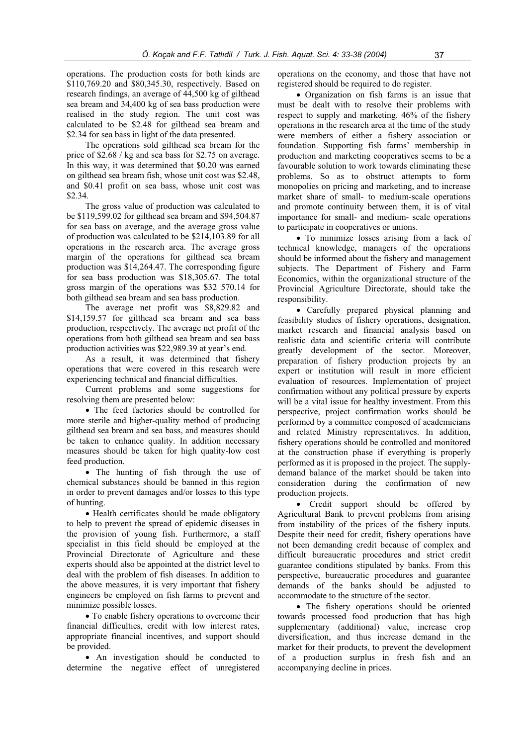operations. The production costs for both kinds are $110,769.20 and $80,345.30, respectively. Based on research findings, an average of 44,500 kg of gilthead sea bream and 34,400 kg of sea bass production were realised in the study region. The unit cost was calculated to be $2.48 for gilthead sea bream and $2.34 for sea bass in light of the data presented.

The operations sold gilthead sea bream for the price of $2.68 / kg and sea bass for $2.75 on average. In this way, it was determined that $0.20 was earned on gilthead sea bream fish, whose unit cost was $2.48, and $0.41 profit on sea bass, whose unit cost was $2.34.

The gross value of production was calculated to be $119,599.02 for gilthead sea bream and $94,504.87 for sea bass on average, and the average gross value of production was calculated to be $214,103.89 for all operations in the research area. The average gross margin of the operations for gilthead sea bream production was $14,264.47. The corresponding figure for sea bass production was $18,305.67. The total gross margin of the operations was $32 570.14 for both gilthead sea bream and sea bass production.

The average net profit was $8,829.82 and $14,159.57 for gilthead sea bream and sea bass production, respectively. The average net profit of the operations from both gilthead sea bream and sea bass production activities was $22,989.39 at year's end.

As a result, it was determined that fishery operations that were covered in this research were experiencing technical and financial difficulties.

Current problems and some suggestions for resolving them are presented below:

- The feed factories should be controlled for more sterile and higher-quality method of producing gilthead sea bream and sea bass, and measures should be taken to enhance quality. In addition necessary measures should be taken for high quality-low cost feed production.
- The hunting of fish through the use of chemical substances should be banned in this region in order to prevent damages and/or losses to this type of hunting.
- Health certificates should be made obligatory to help to prevent the spread of epidemic diseases in the provision of young fish. Furthermore, a staff specialist in this field should be employed at the Provincial Directorate of Agriculture and these experts should also be appointed at the district level to deal with the problem of fish diseases. In addition to the above measures, it is very important that fishery engineers be employed on fish farms to prevent and minimize possible losses.
- To enable fishery operations to overcome their financial difficulties, credit with low interest rates, appropriate financial incentives, and support should be provided.
- An investigation should be conducted to determine the negative effect of unregistered operations on the economy, and those that have not registered should be required to do register.
- Organization on fish farms is an issue that must be dealt with to resolve their problems with respect to supply and marketing. 46% of the fishery operations in the research area at the time of the study were members of either a fishery association or foundation. Supporting fish farms' membership in production and marketing cooperatives seems to be a favourable solution to work towards eliminating these problems. So as to obstruct attempts to form monopolies on pricing and marketing, and to increase market share of small- to medium-scale operations and promote continuity between them, it is of vital importance for small- and medium- scale operations to participate in cooperatives or unions.
- To minimize losses arising from a lack of technical knowledge, managers of the operations should be informed about the fishery and management subjects. The Department of Fishery and Farm Economics, within the organizational structure of the Provincial Agriculture Directorate, should take the responsibility.
- Carefully prepared physical planning and feasibility studies of fishery operations, designation, market research and financial analysis based on realistic data and scientific criteria will contribute greatly development of the sector. Moreover, preparation of fishery production projects by an expert or institution will result in more efficient evaluation of resources. Implementation of project confirmation without any political pressure by experts will be a vital issue for healthy investment. From this perspective, project confirmation works should be performed by a committee composed of academicians and related Ministry representatives. In addition, fishery operations should be controlled and monitored at the construction phase if everything is properly performed as it is proposed in the project. The supply-demand balance of the market should be taken into consideration during the confirmation of new production projects.
- Credit support should be offered by Agricultural Bank to prevent problems from arising from instability of the prices of the fishery inputs. Despite their need for credit, fishery operations have not been demanding credit because of complex and difficult bureaucratic procedures and strict credit guarantee conditions stipulated by banks. From this perspective, bureaucratic procedures and guarantee demands of the banks should be adjusted to accommodate to the structure of the sector.
- The fishery operations should be oriented towards processed food production that has high supplementary (additional) value, increase crop diversification, and thus increase demand in the market for their products, to prevent the development of a production surplus in fresh fish and an accompanying decline in prices.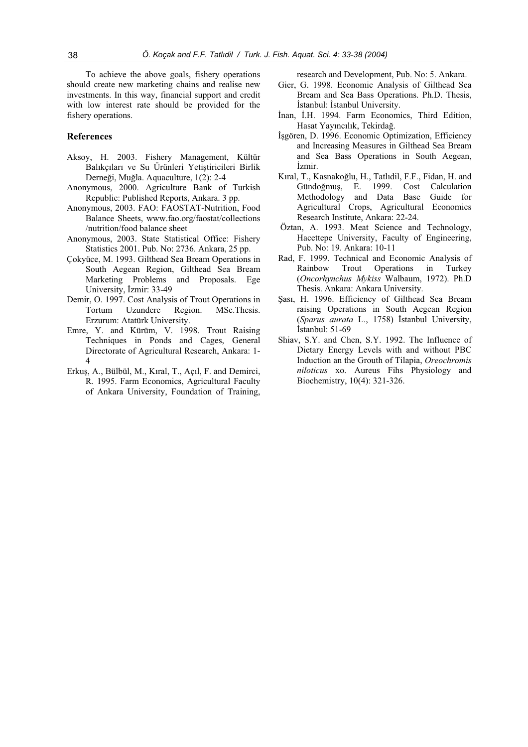To achieve the above goals, fishery operations should create new marketing chains and realise new investments. In this way, financial support and credit with low interest rate should be provided for the fishery operations.

## References

Aksoy, H. 2003. Fishery Management, Kültür Balıkçıları ve Su Ürünleri Yetiştiricileri Birlik Derneği, Muğla. Aquaculture, 1(2): 2-4

Anonymous, 2000. Agriculture Bank of Turkish Republic: Published Reports, Ankara. 3 pp.

Anonymous, 2003. FAO: FAOSTAT-Nutrition, Food Balance Sheets, www.fao.org/faostat/collections /nutrition/food balance sheet

Anonymous, 2003. State Statistical Office: Fishery Statistics 2001. Pub. No: 2736. Ankara, 25 pp.

Çokyüce, M. 1993. Gilthead Sea Bream Operations in South Aegean Region, Gilthead Sea Bream Marketing Problems and Proposals. Ege University, İzmir: 33-49

Demir, O. 1997. Cost Analysis of Trout Operations in Tortum Uzundere Region. MSc.Thesis. Erzurum: Atatürk University.

Emre, Y. and Kürüm, V. 1998. Trout Raising Techniques in Ponds and Cages, General Directorate of Agricultural Research, Ankara: 1-4

Erkuş, A., Bülbül, M., Kıral, T., Açıl, F. and Demirci, R. 1995. Farm Economics, Agricultural Faculty of Ankara University, Foundation of Training, research and Development, Pub. No: 5. Ankara.

Gier, G. 1998. Economic Analysis of Gilthead Sea Bream and Sea Bass Operations. Ph.D. Thesis, İstanbul: İstanbul University.

İnan, İ.H. 1994. Farm Economics, Third Edition, Hasat Yayıncılık, Tekirdağ.

İşgören, D. 1996. Economic Optimization, Efficiency and Increasing Measures in Gilthead Sea Bream and Sea Bass Operations in South Aegean, İzmir.

Kıral, T., Kasnakoğlu, H., Tatlıdil, F.F., Fidan, H. and Gündoğmuş, E. 1999. Cost Calculation Methodology and Data Base Guide for Agricultural Crops, Agricultural Economics Research Institute, Ankara: 22-24.

Öztan, A. 1993. Meat Science and Technology, Hacettepe University, Faculty of Engineering, Pub. No: 19. Ankara: 10-11

Rad, F. 1999. Technical and Economic Analysis of Rainbow Trout Operations in Turkey (*Oncorhynchus Mykiss* Walbaum, 1972). Ph.D Thesis. Ankara: Ankara University.

Şası, H. 1996. Efficiency of Gilthead Sea Bream raising Operations in South Aegean Region (*Sparus aurata* L., 1758) İstanbul University, İstanbul: 51-69

Shiav, S.Y. and Chen, S.Y. 1992. The Influence of Dietary Energy Levels with and without PBC Induction an the Grouth of Tilapia, *Oreochromis niloticus* xo. Aureus Fihs Physiology and Biochemistry, 10(4): 321-326.